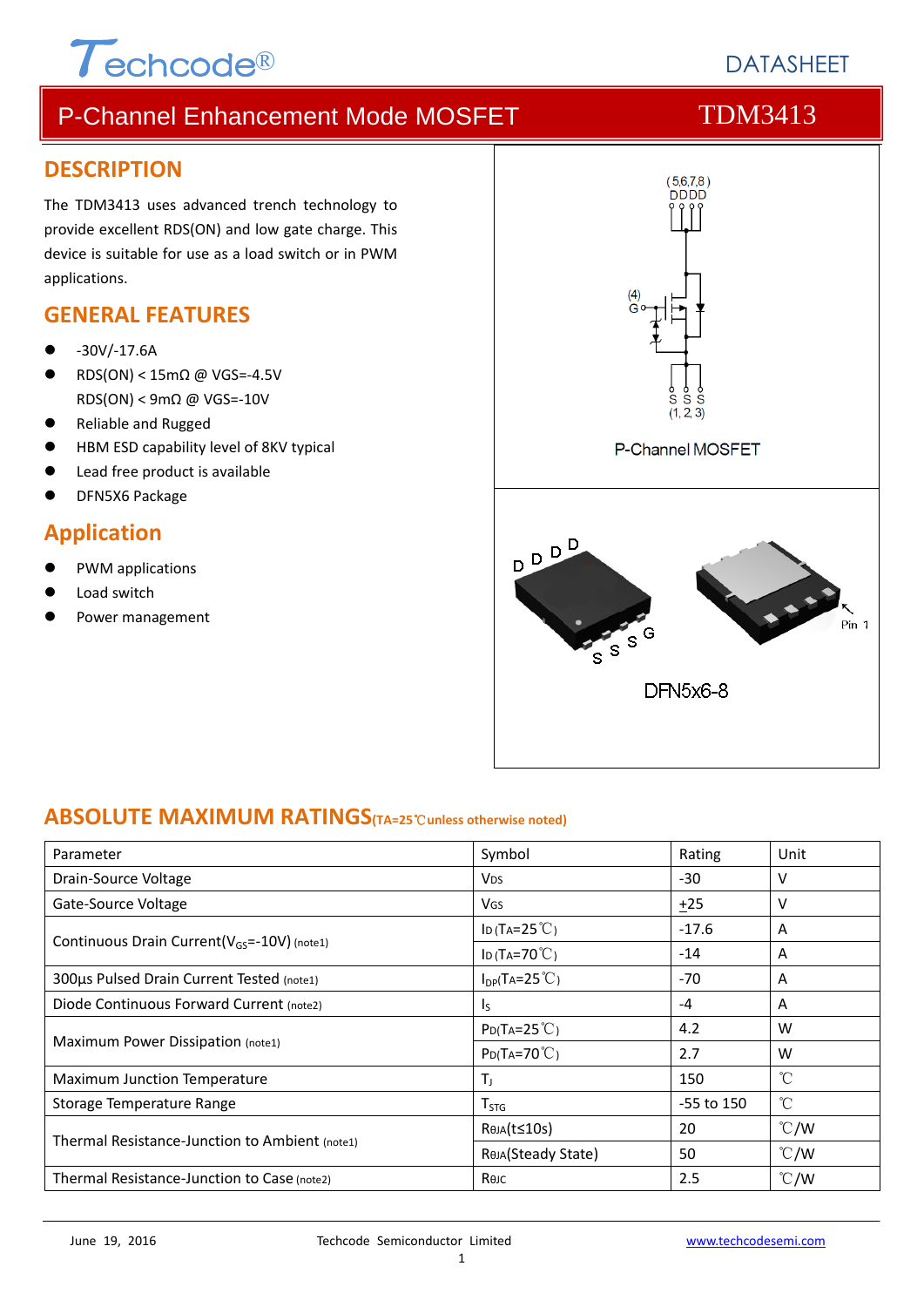# P-Channel Enhancement Mode MOSFET

TDM3413

## DESCRIPTION

The TDM3413 uses advanced trench technology to provide excellent RDS(ON) and low gate charge. This device is suitable for use as a load switch or in PWM applications.

## GENERAL FEATURES

- -30V/-17.6A
- RDS(ON) < 15mΩ @ VGS=-4.5V
  RDS(ON) < 9mΩ @ VGS=-10V
- Reliable and Rugged
- HBM ESD capability level of 8KV typical
- Lead free product is available
- DFN5X6 Package

## Application

- PWM applications
- Load switch
- Power management

P-Channel MOSFET

DFN5x6-8

## ABSOLUTE MAXIMUM RATINGS (TA=25℃ unless otherwise noted)

| Parameter | Symbol | Rating | Unit |
|---|---|---|---|
| Drain-Source Voltage | $V_{DS}$ | -30 | V |
| Gate-Source Voltage | $V_{GS}$ | ±25 | V |
| Continuous Drain Current($V_{GS}$=-10V) (note1) | $I_D$ ($T_A$=25℃) | -17.6 | A |
| | $I_D$ ($T_A$=70℃) | -14 | A |
| 300µs Pulsed Drain Current Tested (note1) | $I_{DP}$($T_A$=25℃) | -70 | A |
| Diode Continuous Forward Current (note2) | $I_S$ | -4 | A |
| Maximum Power Dissipation (note1) | $P_D$($T_A$=25℃) | 4.2 | W |
| | $P_D$($T_A$=70℃) | 2.7 | W |
| Maximum Junction Temperature | $T_J$ | 150 | ℃ |
| Storage Temperature Range | $T_{STG}$ | -55 to 150 | ℃ |
| Thermal Resistance-Junction to Ambient (note1) | $R_{\theta JA}$(t≤10s) | 20 | ℃/W |
| | $R_{\theta JA}$(Steady State) | 50 | ℃/W |
| Thermal Resistance-Junction to Case (note2) | $R_{\theta JC}$ | 2.5 | ℃/W |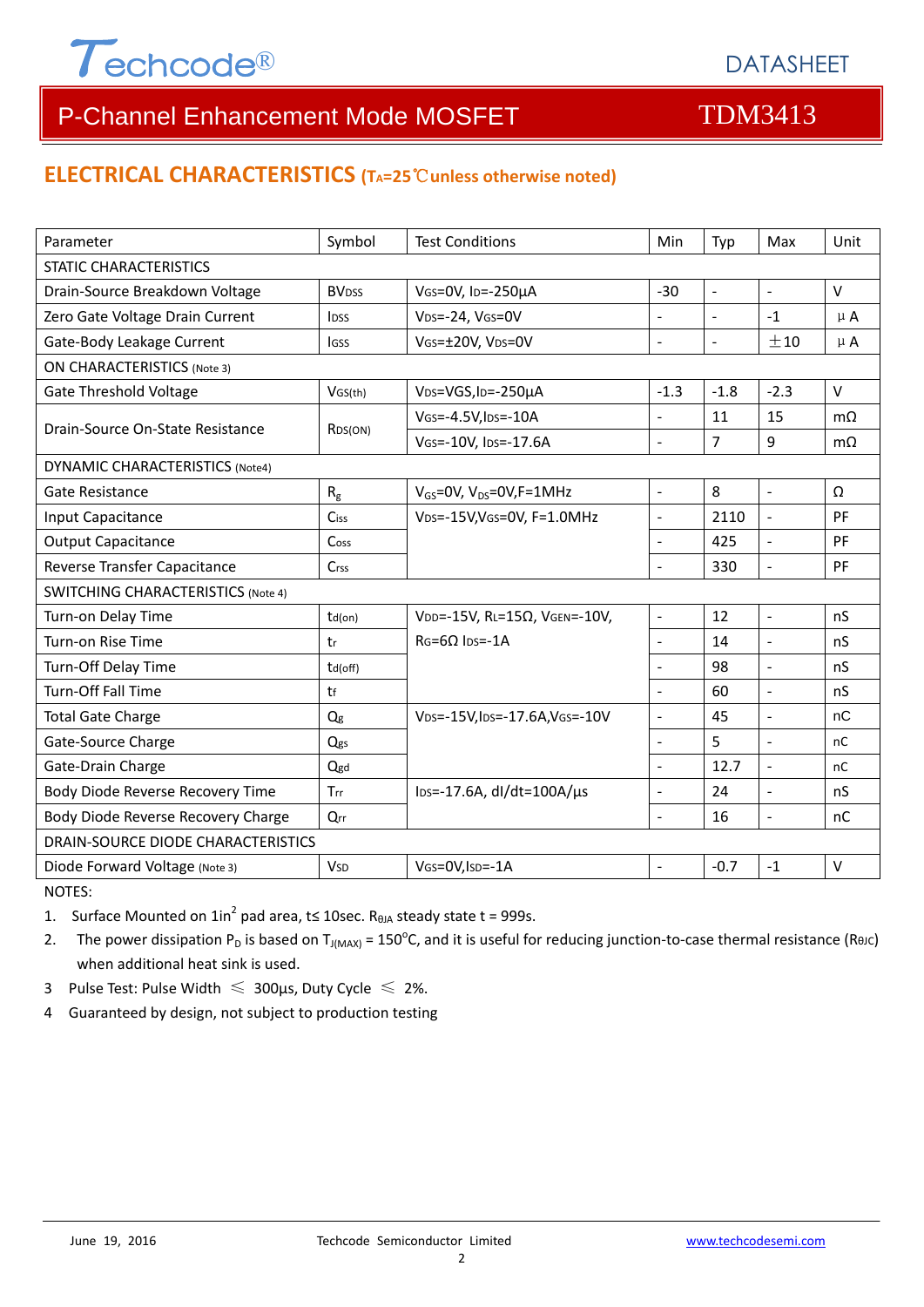## ELECTRICAL CHARACTERISTICS ($T_A$=25℃unless otherwise noted)

| Parameter | Symbol | Test Conditions | Min | Typ | Max | Unit |
|---|---|---|---|---|---|---|
| STATIC CHARACTERISTICS | | | | | | |
| Drain-Source Breakdown Voltage | $BV_{DSS}$ | $V_{GS}$=0V, $I_D$=-250µA | -30 | - | - | V |
| Zero Gate Voltage Drain Current | $I_{DSS}$ | $V_{DS}$=-24, $V_{GS}$=0V | - | - | -1 | µA |
| Gate-Body Leakage Current | $I_{GSS}$ | $V_{GS}$=±20V, $V_{DS}$=0V | - | - | ±10 | µA |
| ON CHARACTERISTICS (Note 3) | | | | | | |
| Gate Threshold Voltage | $V_{GS(th)}$ | $V_{DS}$=VGS,$I_D$=-250µA | -1.3 | -1.8 | -2.3 | V |
| Drain-Source On-State Resistance | $R_{DS(ON)}$ | $V_{GS}$=-4.5V,$I_{DS}$=-10A | - | 11 | 15 | mΩ |
| | | $V_{GS}$=-10V, $I_{DS}$=-17.6A | - | 7 | 9 | mΩ |
| DYNAMIC CHARACTERISTICS (Note4) | | | | | | |
| Gate Resistance | $R_g$ | $V_{GS}$=0V, $V_{DS}$=0V,F=1MHz | - | 8 | - | Ω |
| Input Capacitance | $C_{iss}$ | $V_{DS}$=-15V,$V_{GS}$=0V, F=1.0MHz | - | 2110 | - | PF |
| Output Capacitance | $C_{oss}$ | | - | 425 | - | PF |
| Reverse Transfer Capacitance | $C_{rss}$ | | - | 330 | - | PF |
| SWITCHING CHARACTERISTICS (Note 4) | | | | | | |
| Turn-on Delay Time | $t_{d(on)}$ | $V_{DD}$=-15V, $R_L$=15Ω, $V_{GEN}$=-10V, $R_G$=6Ω $I_{DS}$=-1A | - | 12 | - | nS |
| Turn-on Rise Time | $t_r$ | | - | 14 | - | nS |
| Turn-Off Delay Time | $t_{d(off)}$ | | - | 98 | - | nS |
| Turn-Off Fall Time | $t_f$ | | - | 60 | - | nS |
| Total Gate Charge | $Q_g$ | $V_{DS}$=-15V,$I_{DS}$=-17.6A,$V_{GS}$=-10V | - | 45 | - | nC |
| Gate-Source Charge | $Q_{gs}$ | | - | 5 | - | nC |
| Gate-Drain Charge | $Q_{gd}$ | | - | 12.7 | - | nC |
| Body Diode Reverse Recovery Time | $T_{rr}$ | $I_{DS}$=-17.6A, dI/dt=100A/µs | - | 24 | - | nS |
| Body Diode Reverse Recovery Charge | $Q_{rr}$ | | - | 16 | - | nC |
| DRAIN-SOURCE DIODE CHARACTERISTICS | | | | | | |
| Diode Forward Voltage (Note 3) | $V_{SD}$ | $V_{GS}$=0V,$I_{SD}$=-1A | - | -0.7 | -1 | V |

NOTES:

1. Surface Mounted on $1in^2$ pad area, t≤ 10sec. $R_{\theta JA}$ steady state t = 999s.
2. The power dissipation $P_D$ is based on $T_{J(MAX)}$ = 150°C, and it is useful for reducing junction-to-case thermal resistance ($R_{\theta JC}$) when additional heat sink is used.
3. Pulse Test: Pulse Width ≤ 300µs, Duty Cycle ≤ 2%.
4. Guaranteed by design, not subject to production testing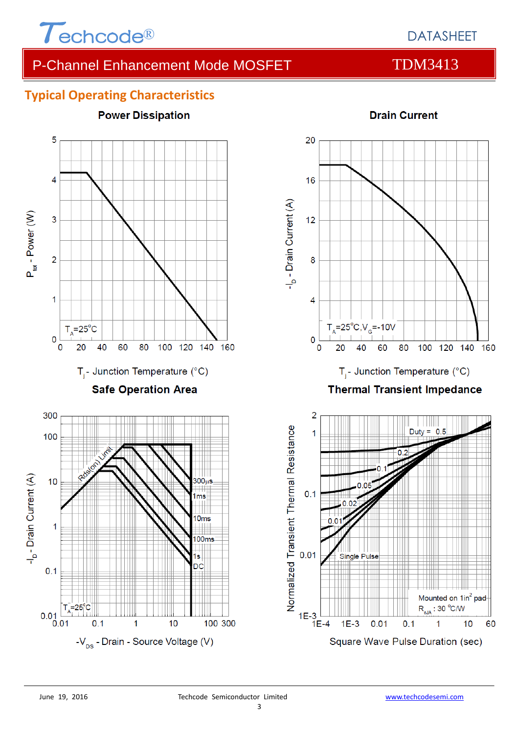# P-Channel Enhancement Mode MOSFET TDM3413

## Typical Operating Characteristics

### Power Discipation

$T_A$=25°C

$P_{tot}$ - Power (W)

$T_j$ - Junction Temperature (°C)

### Drain Current

$T_A$=25°C, $V_G$=-10V

$-I_D$ - Drain Current (A)

$T_j$ - Junction Temperature (°C)

### Safe Operation Area

Rds(on) Limit

300μs, 1ms, 10ms, 100ms, 1s, DC

$T_A$=25°C

$-I_D$ - Drain Current (A)

$-V_{DS}$ - Drain - Source Voltage (V)

### Thermal Transient Impedance

Duty = 0.5, 0.2, 0.1, 0.05, 0.02, 0.01, Single Pulse

Mounted on 1in² pad

$R_{\theta JA}$ : 30 °C/W

Normalized Transient Thermal Resistance

Square Wave Pulse Duration (sec)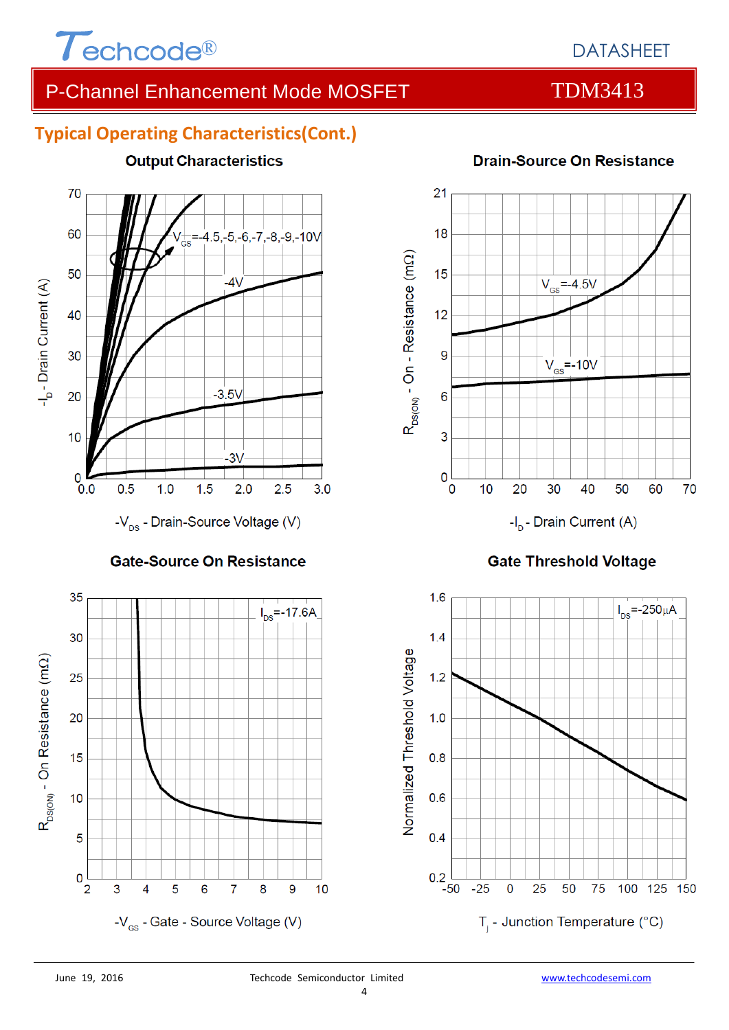## Typical Operating Characteristics(Cont.)

**Output Characteristics**

$V_{GS}$=-4.5,-5,-6,-7,-8,-9,-10V

-4V

-3.5V

-3V

$-I_D$ - Drain Current (A)

$-V_{DS}$ - Drain-Source Voltage (V)

**Drain-Source On Resistance**

$V_{GS}$=-4.5V

$V_{GS}$=-10V

$R_{DS(ON)}$ - On - Resistance (mΩ)

$-I_D$ - Drain Current (A)

**Gate-Source On Resistance**

$I_{DS}$=-17.6A

$R_{DS(ON)}$ - On Resistance (mΩ)

$-V_{GS}$ - Gate - Source Voltage (V)

**Gate Threshold Voltage**

$I_{DS}$=-250µA

Normalized Threshold Voltage

$T_j$ - Junction Temperature (°C)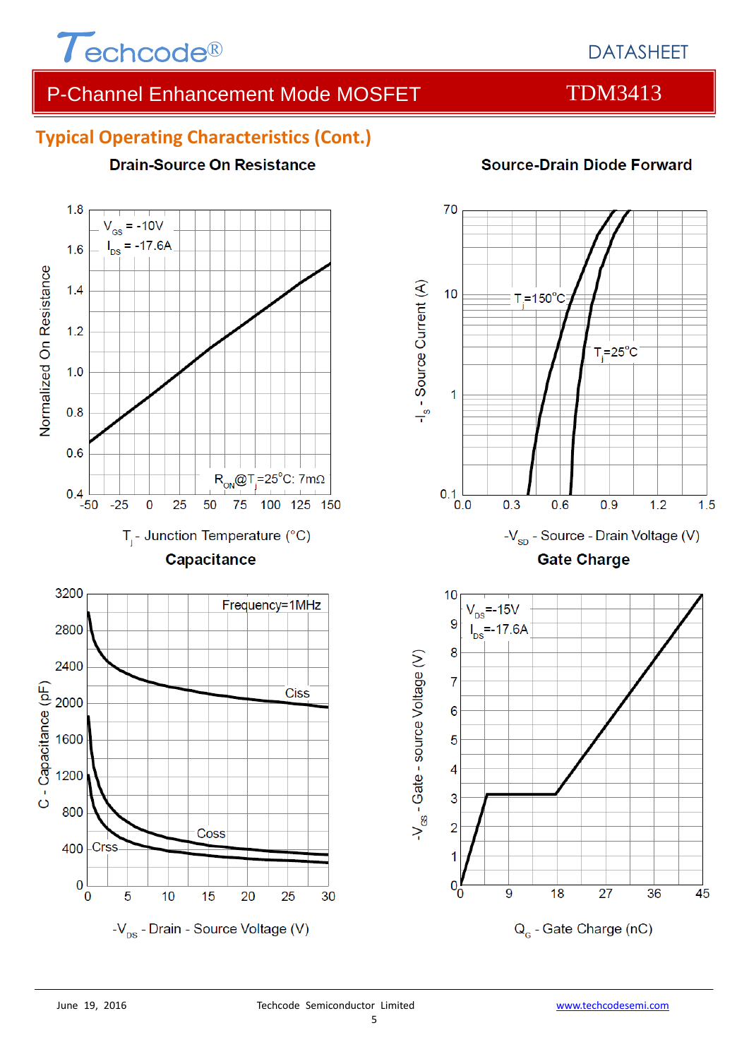## Typical Operating Characteristics (Cont.)

**Drain-Source On Resistance**

Normalized On Resistance

$V_{GS}$ = -10V
$I_{DS}$ = -17.6A

$R_{ON}$@$T_j$=25°C: 7mΩ

$T_j$ - Junction Temperature (°C)

**Source-Drain Diode Forward**

$-I_S$ - Source Current (A)

$T_j$=150°C
$T_j$=25°C

$-V_{SD}$ - Source - Drain Voltage (V)

**Capacitance**

C - Capacitance (pF)

Frequency=1MHz

Ciss
Coss
Crss

$-V_{DS}$ - Drain - Source Voltage (V)

**Gate Charge**

$-V_{GS}$ - Gate - source Voltage (V)

$V_{DS}$=-15V
$I_{DS}$=-17.6A

$Q_G$ - Gate Charge (nC)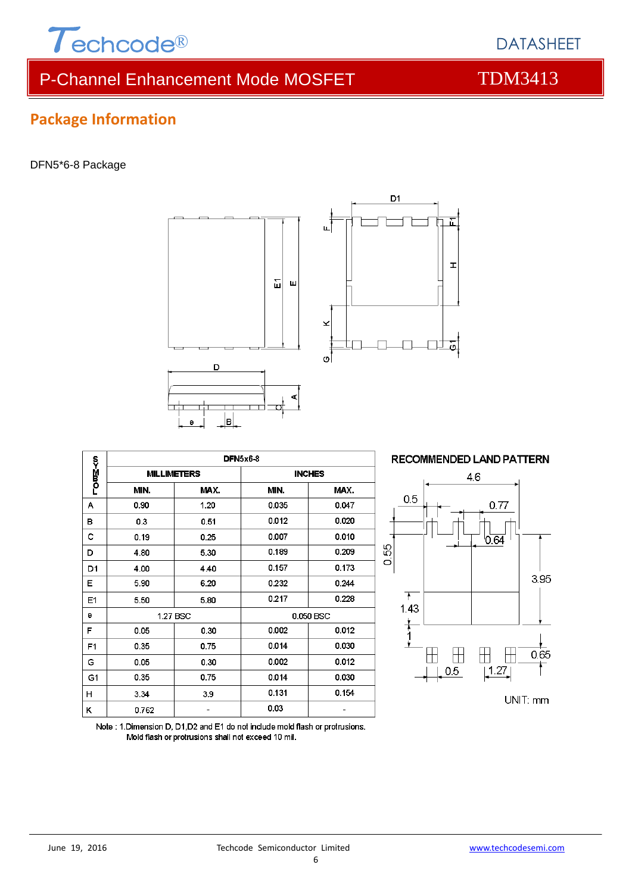## Package Information

DFN5*6-8 Package

| SYMBOL | DFN5x6-8 | | | |
|---|---|---|---|---|
| | MILLIMETERS | | INCHES | |
| | MIN. | MAX. | MIN. | MAX. |
| A | 0.90 | 1.20 | 0.035 | 0.047 |
| B | 0.3 | 0.51 | 0.012 | 0.020 |
| C | 0.19 | 0.25 | 0.007 | 0.010 |
| D | 4.80 | 5.30 | 0.189 | 0.209 |
| D1 | 4.00 | 4.40 | 0.157 | 0.173 |
| E | 5.90 | 6.20 | 0.232 | 0.244 |
| E1 | 5.50 | 5.80 | 0.217 | 0.228 |
| e | 1.27 BSC | | 0.050 BSC | |
| F | 0.05 | 0.30 | 0.002 | 0.012 |
| F1 | 0.35 | 0.75 | 0.014 | 0.030 |
| G | 0.05 | 0.30 | 0.002 | 0.012 |
| G1 | 0.35 | 0.75 | 0.014 | 0.030 |
| H | 3.34 | 3.9 | 0.131 | 0.154 |
| K | 0.762 | - | 0.03 | - |

Note : 1.Dimension D, D1,D2 and E1 do not include mold flash or protrusions. Mold flash or protrusions shall not exceed 10 mil.

RECOMMENDED LAND PATTERN

UNIT: mm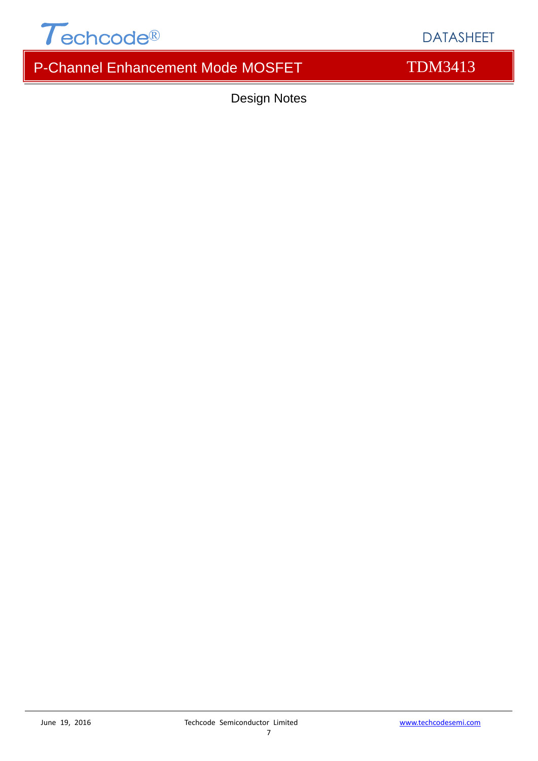Design Notes